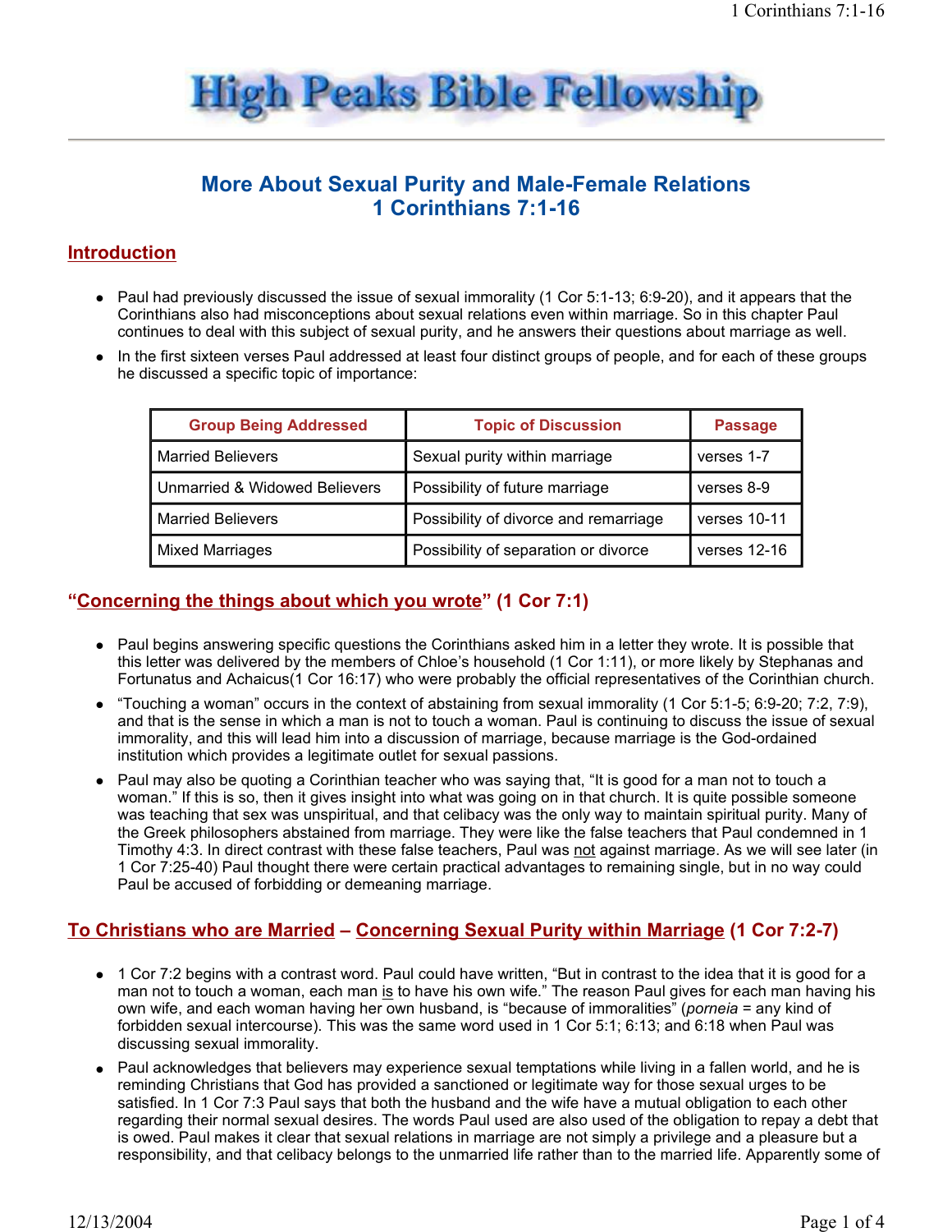# High Peaks Bible Fellowship

## More About Sexual Purity and Male-Female Relations
## 1 Corinthians 7:1-16

### Introduction

- Paul had previously discussed the issue of sexual immorality (1 Cor 5:1-13; 6:9-20), and it appears that the Corinthians also had misconceptions about sexual relations even within marriage. So in this chapter Paul continues to deal with this subject of sexual purity, and he answers their questions about marriage as well.
- In the first sixteen verses Paul addressed at least four distinct groups of people, and for each of these groups he discussed a specific topic of importance:

| Group Being Addressed | Topic of Discussion | Passage |
|---|---|---|
| Married Believers | Sexual purity within marriage | verses 1-7 |
| Unmarried & Widowed Believers | Possibility of future marriage | verses 8-9 |
| Married Believers | Possibility of divorce and remarriage | verses 10-11 |
| Mixed Marriages | Possibility of separation or divorce | verses 12-16 |

### "Concerning the things about which you wrote" (1 Cor 7:1)

- Paul begins answering specific questions the Corinthians asked him in a letter they wrote. It is possible that this letter was delivered by the members of Chloe's household (1 Cor 1:11), or more likely by Stephanas and Fortunatus and Achaicus(1 Cor 16:17) who were probably the official representatives of the Corinthian church.
- "Touching a woman" occurs in the context of abstaining from sexual immorality (1 Cor 5:1-5; 6:9-20; 7:2, 7:9), and that is the sense in which a man is not to touch a woman. Paul is continuing to discuss the issue of sexual immorality, and this will lead him into a discussion of marriage, because marriage is the God-ordained institution which provides a legitimate outlet for sexual passions.
- Paul may also be quoting a Corinthian teacher who was saying that, "It is good for a man not to touch a woman." If this is so, then it gives insight into what was going on in that church. It is quite possible someone was teaching that sex was unspiritual, and that celibacy was the only way to maintain spiritual purity. Many of the Greek philosophers abstained from marriage. They were like the false teachers that Paul condemned in 1 Timothy 4:3. In direct contrast with these false teachers, Paul was not against marriage. As we will see later (in 1 Cor 7:25-40) Paul thought there were certain practical advantages to remaining single, but in no way could Paul be accused of forbidding or demeaning marriage.

### To Christians who are Married – Concerning Sexual Purity within Marriage (1 Cor 7:2-7)

- 1 Cor 7:2 begins with a contrast word. Paul could have written, "But in contrast to the idea that it is good for a man not to touch a woman, each man is to have his own wife." The reason Paul gives for each man having his own wife, and each woman having her own husband, is "because of immoralities" (*porneia* = any kind of forbidden sexual intercourse). This was the same word used in 1 Cor 5:1; 6:13; and 6:18 when Paul was discussing sexual immorality.
- Paul acknowledges that believers may experience sexual temptations while living in a fallen world, and he is reminding Christians that God has provided a sanctioned or legitimate way for those sexual urges to be satisfied. In 1 Cor 7:3 Paul says that both the husband and the wife have a mutual obligation to each other regarding their normal sexual desires. The words Paul used are also used of the obligation to repay a debt that is owed. Paul makes it clear that sexual relations in marriage are not simply a privilege and a pleasure but a responsibility, and that celibacy belongs to the unmarried life rather than to the married life. Apparently some of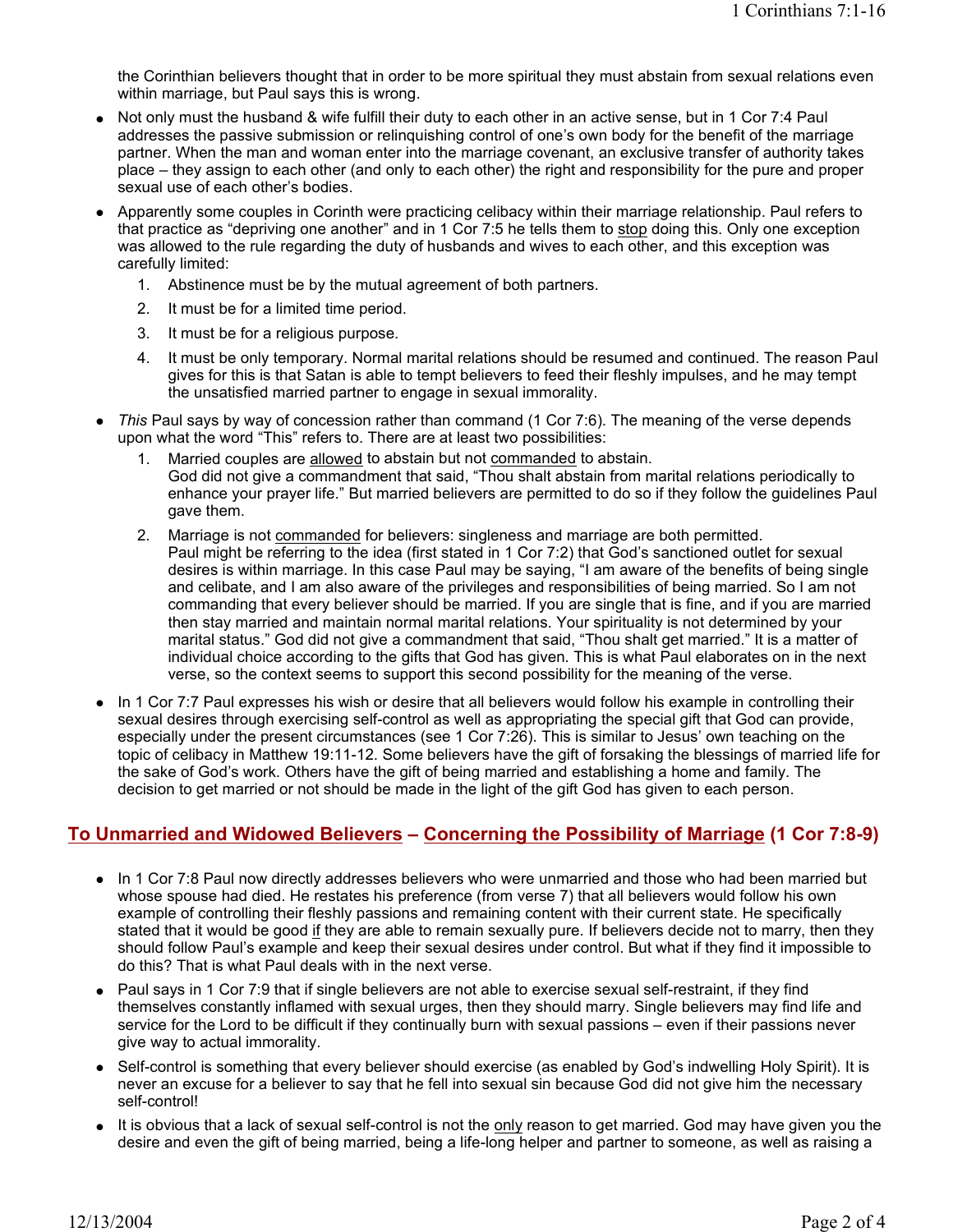the Corinthian believers thought that in order to be more spiritual they must abstain from sexual relations even within marriage, but Paul says this is wrong.

- Not only must the husband & wife fulfill their duty to each other in an active sense, but in 1 Cor 7:4 Paul addresses the passive submission or relinquishing control of one's own body for the benefit of the marriage partner. When the man and woman enter into the marriage covenant, an exclusive transfer of authority takes place – they assign to each other (and only to each other) the right and responsibility for the pure and proper sexual use of each other's bodies.
- Apparently some couples in Corinth were practicing celibacy within their marriage relationship. Paul refers to that practice as "depriving one another" and in 1 Cor 7:5 he tells them to <u>stop</u> doing this. Only one exception was allowed to the rule regarding the duty of husbands and wives to each other, and this exception was carefully limited:
    1. Abstinence must be by the mutual agreement of both partners.
    2. It must be for a limited time period.
    3. It must be for a religious purpose.
    4. It must be only temporary. Normal marital relations should be resumed and continued. The reason Paul gives for this is that Satan is able to tempt believers to feed their fleshly impulses, and he may tempt the unsatisfied married partner to engage in sexual immorality.
- *This* Paul says by way of concession rather than command (1 Cor 7:6). The meaning of the verse depends upon what the word "This" refers to. There are at least two possibilities:
    1. Married couples are <u>allowed</u> to abstain but not <u>commanded</u> to abstain.
       God did not give a commandment that said, "Thou shalt abstain from marital relations periodically to enhance your prayer life." But married believers are permitted to do so if they follow the guidelines Paul gave them.
    2. Marriage is not <u>commanded</u> for believers: singleness and marriage are both permitted.
       Paul might be referring to the idea (first stated in 1 Cor 7:2) that God's sanctioned outlet for sexual desires is within marriage. In this case Paul may be saying, "I am aware of the benefits of being single and celibate, and I am also aware of the privileges and responsibilities of being married. So I am not commanding that every believer should be married. If you are single that is fine, and if you are married then stay married and maintain normal marital relations. Your spirituality is not determined by your marital status." God did not give a commandment that said, "Thou shalt get married." It is a matter of individual choice according to the gifts that God has given. This is what Paul elaborates on in the next verse, so the context seems to support this second possibility for the meaning of the verse.
- In 1 Cor 7:7 Paul expresses his wish or desire that all believers would follow his example in controlling their sexual desires through exercising self-control as well as appropriating the special gift that God can provide, especially under the present circumstances (see 1 Cor 7:26). This is similar to Jesus' own teaching on the topic of celibacy in Matthew 19:11-12. Some believers have the gift of forsaking the blessings of married life for the sake of God's work. Others have the gift of being married and establishing a home and family. The decision to get married or not should be made in the light of the gift God has given to each person.

## <u>To Unmarried and Widowed Believers</u> – <u>Concerning the Possibility of Marriage</u> (1 Cor 7:8-9)

- In 1 Cor 7:8 Paul now directly addresses believers who were unmarried and those who had been married but whose spouse had died. He restates his preference (from verse 7) that all believers would follow his own example of controlling their fleshly passions and remaining content with their current state. He specifically stated that it would be good <u>if</u> they are able to remain sexually pure. If believers decide not to marry, then they should follow Paul's example and keep their sexual desires under control. But what if they find it impossible to do this? That is what Paul deals with in the next verse.
- Paul says in 1 Cor 7:9 that if single believers are not able to exercise sexual self-restraint, if they find themselves constantly inflamed with sexual urges, then they should marry. Single believers may find life and service for the Lord to be difficult if they continually burn with sexual passions – even if their passions never give way to actual immorality.
- Self-control is something that every believer should exercise (as enabled by God's indwelling Holy Spirit). It is never an excuse for a believer to say that he fell into sexual sin because God did not give him the necessary self-control!
- It is obvious that a lack of sexual self-control is not the <u>only</u> reason to get married. God may have given you the desire and even the gift of being married, being a life-long helper and partner to someone, as well as raising a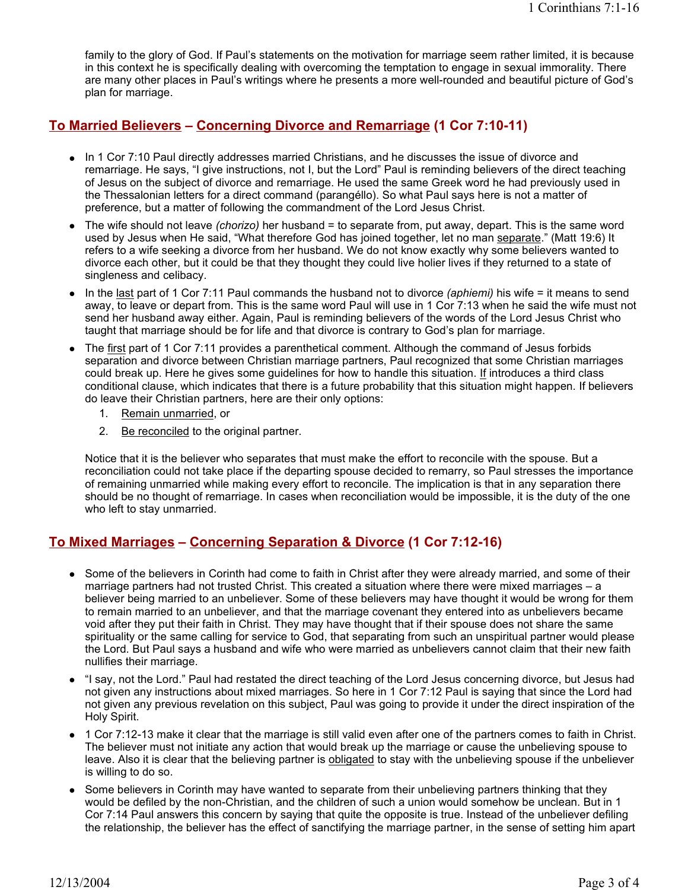family to the glory of God. If Paul's statements on the motivation for marriage seem rather limited, it is because in this context he is specifically dealing with overcoming the temptation to engage in sexual immorality. There are many other places in Paul's writings where he presents a more well-rounded and beautiful picture of God's plan for marriage.

## <u>To Married Believers</u> – <u>Concerning Divorce and Remarriage</u> (1 Cor 7:10-11)

- In 1 Cor 7:10 Paul directly addresses married Christians, and he discusses the issue of divorce and remarriage. He says, "I give instructions, not I, but the Lord" Paul is reminding believers of the direct teaching of Jesus on the subject of divorce and remarriage. He used the same Greek word he had previously used in the Thessalonian letters for a direct command (parangéllo). So what Paul says here is not a matter of preference, but a matter of following the commandment of the Lord Jesus Christ.
- The wife should not leave *(chorizo)* her husband = to separate from, put away, depart. This is the same word used by Jesus when He said, "What therefore God has joined together, let no man <u>separate</u>." (Matt 19:6) It refers to a wife seeking a divorce from her husband. We do not know exactly why some believers wanted to divorce each other, but it could be that they thought they could live holier lives if they returned to a state of singleness and celibacy.
- In the <u>last</u> part of 1 Cor 7:11 Paul commands the husband not to divorce *(aphiemi)* his wife = it means to send away, to leave or depart from. This is the same word Paul will use in 1 Cor 7:13 when he said the wife must not send her husband away either. Again, Paul is reminding believers of the words of the Lord Jesus Christ who taught that marriage should be for life and that divorce is contrary to God's plan for marriage.
- The <u>first</u> part of 1 Cor 7:11 provides a parenthetical comment. Although the command of Jesus forbids separation and divorce between Christian marriage partners, Paul recognized that some Christian marriages could break up. Here he gives some guidelines for how to handle this situation. <u>If</u> introduces a third class conditional clause, which indicates that there is a future probability that this situation might happen. If believers do leave their Christian partners, here are their only options:
  1. <u>Remain unmarried</u>, or
  2. <u>Be reconciled</u> to the original partner.

  Notice that it is the believer who separates that must make the effort to reconcile with the spouse. But a reconciliation could not take place if the departing spouse decided to remarry, so Paul stresses the importance of remaining unmarried while making every effort to reconcile. The implication is that in any separation there should be no thought of remarriage. In cases when reconciliation would be impossible, it is the duty of the one who left to stay unmarried.

## <u>To Mixed Marriages</u> – <u>Concerning Separation & Divorce</u> (1 Cor 7:12-16)

- Some of the believers in Corinth had come to faith in Christ after they were already married, and some of their marriage partners had not trusted Christ. This created a situation where there were mixed marriages – a believer being married to an unbeliever. Some of these believers may have thought it would be wrong for them to remain married to an unbeliever, and that the marriage covenant they entered into as unbelievers became void after they put their faith in Christ. They may have thought that if their spouse does not share the same spirituality or the same calling for service to God, that separating from such an unspiritual partner would please the Lord. But Paul says a husband and wife who were married as unbelievers cannot claim that their new faith nullifies their marriage.
- "I say, not the Lord." Paul had restated the direct teaching of the Lord Jesus concerning divorce, but Jesus had not given any instructions about mixed marriages. So here in 1 Cor 7:12 Paul is saying that since the Lord had not given any previous revelation on this subject, Paul was going to provide it under the direct inspiration of the Holy Spirit.
- 1 Cor 7:12-13 make it clear that the marriage is still valid even after one of the partners comes to faith in Christ. The believer must not initiate any action that would break up the marriage or cause the unbelieving spouse to leave. Also it is clear that the believing partner is <u>obligated</u> to stay with the unbelieving spouse if the unbeliever is willing to do so.
- Some believers in Corinth may have wanted to separate from their unbelieving partners thinking that they would be defiled by the non-Christian, and the children of such a union would somehow be unclean. But in 1 Cor 7:14 Paul answers this concern by saying that quite the opposite is true. Instead of the unbeliever defiling the relationship, the believer has the effect of sanctifying the marriage partner, in the sense of setting him apart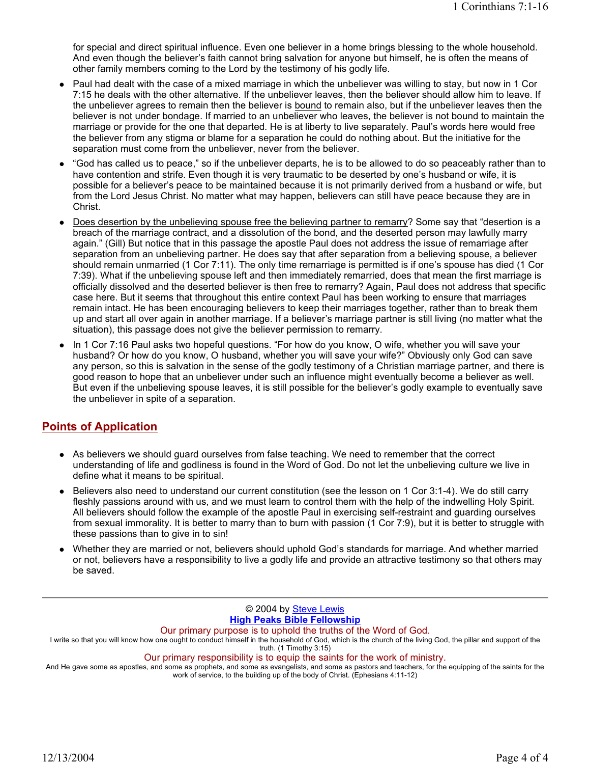for special and direct spiritual influence. Even one believer in a home brings blessing to the whole household. And even though the believer's faith cannot bring salvation for anyone but himself, he is often the means of other family members coming to the Lord by the testimony of his godly life.

- Paul had dealt with the case of a mixed marriage in which the unbeliever was willing to stay, but now in 1 Cor 7:15 he deals with the other alternative. If the unbeliever leaves, then the believer should allow him to leave. If the unbeliever agrees to remain then the believer is bound to remain also, but if the unbeliever leaves then the believer is not under bondage. If married to an unbeliever who leaves, the believer is not bound to maintain the marriage or provide for the one that departed. He is at liberty to live separately. Paul's words here would free the believer from any stigma or blame for a separation he could do nothing about. But the initiative for the separation must come from the unbeliever, never from the believer.
- "God has called us to peace," so if the unbeliever departs, he is to be allowed to do so peaceably rather than to have contention and strife. Even though it is very traumatic to be deserted by one's husband or wife, it is possible for a believer's peace to be maintained because it is not primarily derived from a husband or wife, but from the Lord Jesus Christ. No matter what may happen, believers can still have peace because they are in Christ.
- Does desertion by the unbelieving spouse free the believing partner to remarry? Some say that "desertion is a breach of the marriage contract, and a dissolution of the bond, and the deserted person may lawfully marry again." (Gill) But notice that in this passage the apostle Paul does not address the issue of remarriage after separation from an unbelieving partner. He does say that after separation from a believing spouse, a believer should remain unmarried (1 Cor 7:11). The only time remarriage is permitted is if one's spouse has died (1 Cor 7:39). What if the unbelieving spouse left and then immediately remarried, does that mean the first marriage is officially dissolved and the deserted believer is then free to remarry? Again, Paul does not address that specific case here. But it seems that throughout this entire context Paul has been working to ensure that marriages remain intact. He has been encouraging believers to keep their marriages together, rather than to break them up and start all over again in another marriage. If a believer's marriage partner is still living (no matter what the situation), this passage does not give the believer permission to remarry.
- In 1 Cor 7:16 Paul asks two hopeful questions. "For how do you know, O wife, whether you will save your husband? Or how do you know, O husband, whether you will save your wife?" Obviously only God can save any person, so this is salvation in the sense of the godly testimony of a Christian marriage partner, and there is good reason to hope that an unbeliever under such an influence might eventually become a believer as well. But even if the unbelieving spouse leaves, it is still possible for the believer's godly example to eventually save the unbeliever in spite of a separation.

## Points of Application

- As believers we should guard ourselves from false teaching. We need to remember that the correct understanding of life and godliness is found in the Word of God. Do not let the unbelieving culture we live in define what it means to be spiritual.
- Believers also need to understand our current constitution (see the lesson on 1 Cor 3:1-4). We do still carry fleshly passions around with us, and we must learn to control them with the help of the indwelling Holy Spirit. All believers should follow the example of the apostle Paul in exercising self-restraint and guarding ourselves from sexual immorality. It is better to marry than to burn with passion (1 Cor 7:9), but it is better to struggle with these passions than to give in to sin!
- Whether they are married or not, believers should uphold God's standards for marriage. And whether married or not, believers have a responsibility to live a godly life and provide an attractive testimony so that others may be saved.

---

© 2004 by Steve Lewis

**High Peaks Bible Fellowship**

Our primary purpose is to uphold the truths of the Word of God.

I write so that you will know how one ought to conduct himself in the household of God, which is the church of the living God, the pillar and support of the truth. (1 Timothy 3:15)

Our primary responsibility is to equip the saints for the work of ministry.

And He gave some as apostles, and some as prophets, and some as evangelists, and some as pastors and teachers, for the equipping of the saints for the work of service, to the building up of the body of Christ. (Ephesians 4:11-12)